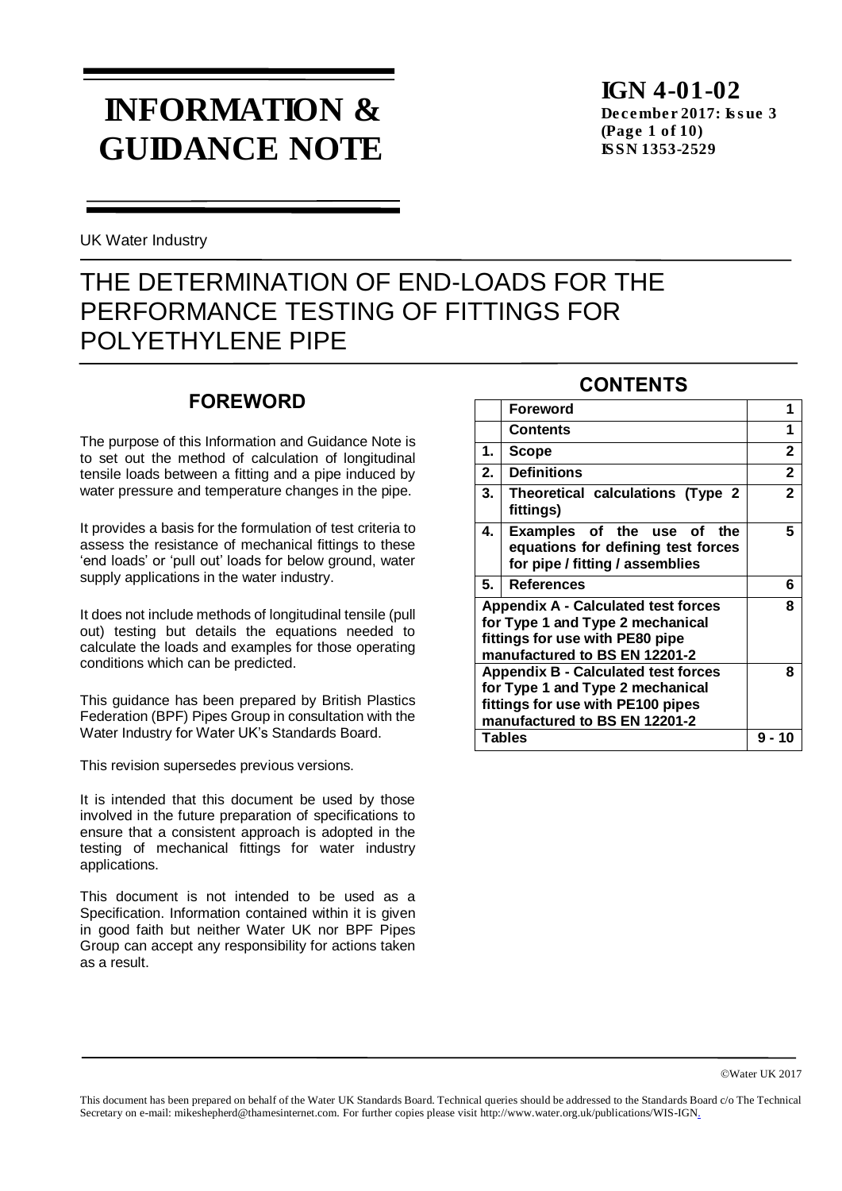# INFORMATION & GUIDANCE NOTE

**IGN 4-01-02**
**December 2017: Issue 3**
**ISSN 1353-2529**

UK Water Industry

# THE DETERMINATION OF END-LOADS FOR THE PERFORMANCE TESTING OF FITTINGS FOR POLYETHYLENE PIPE

## FOREWORD

The purpose of this Information and Guidance Note is to set out the method of calculation of longitudinal tensile loads between a fitting and a pipe induced by water pressure and temperature changes in the pipe.

It provides a basis for the formulation of test criteria to assess the resistance of mechanical fittings to these 'end loads' or 'pull out' loads for below ground, water supply applications in the water industry.

It does not include methods of longitudinal tensile (pull out) testing but details the equations needed to calculate the loads and examples for those operating conditions which can be predicted.

This guidance has been prepared by British Plastics Federation (BPF) Pipes Group in consultation with the Water Industry for Water UK's Standards Board.

This revision supersedes previous versions.

It is intended that this document be used by those involved in the future preparation of specifications to ensure that a consistent approach is adopted in the testing of mechanical fittings for water industry applications.

This document is not intended to be used as a Specification. Information contained within it is given in good faith but neither Water UK nor BPF Pipes Group can accept any responsibility for actions taken as a result.

## CONTENTS

| | | |
|---|---|---|
| | **Foreword** | **1** |
| | **Contents** | **1** |
| **1.** | **Scope** | **2** |
| **2.** | **Definitions** | **2** |
| **3.** | **Theoretical calculations (Type 2 fittings)** | **2** |
| **4.** | **Examples of the use of the equations for defining test forces for pipe / fitting / assemblies** | **5** |
| **5.** | **References** | **6** |
| **Appendix A - Calculated test forces for Type 1 and Type 2 mechanical fittings for use with PE80 pipe manufactured to BS EN 12201-2** | | **8** |
| **Appendix B - Calculated test forces for Type 1 and Type 2 mechanical fittings for use with PE100 pipes manufactured to BS EN 12201-2** | | **8** |
| **Tables** | | **9 - 10** |

©Water UK 2017

This document has been prepared on behalf of the Water UK Standards Board. Technical queries should be addressed to the Standards Board c/o The Technical Secretary on e-mail: mikeshepherd@thamesinternet.com. For further copies please visit http://www.water.org.uk/publications/WIS-IGN.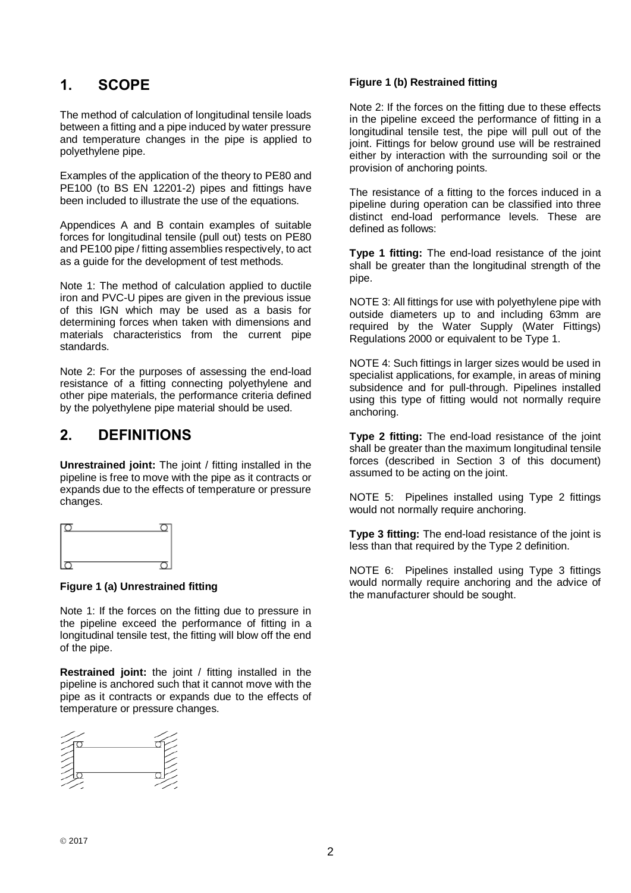## 1. SCOPE

The method of calculation of longitudinal tensile loads between a fitting and a pipe induced by water pressure and temperature changes in the pipe is applied to polyethylene pipe.

Examples of the application of the theory to PE80 and PE100 (to BS EN 12201-2) pipes and fittings have been included to illustrate the use of the equations.

Appendices A and B contain examples of suitable forces for longitudinal tensile (pull out) tests on PE80 and PE100 pipe / fitting assemblies respectively, to act as a guide for the development of test methods.

Note 1: The method of calculation applied to ductile iron and PVC-U pipes are given in the previous issue of this IGN which may be used as a basis for determining forces when taken with dimensions and materials characteristics from the current pipe standards.

Note 2: For the purposes of assessing the end-load resistance of a fitting connecting polyethylene and other pipe materials, the performance criteria defined by the polyethylene pipe material should be used.

## 2. DEFINITIONS

**Unrestrained joint:** The joint / fitting installed in the pipeline is free to move with the pipe as it contracts or expands due to the effects of temperature or pressure changes.

**Figure 1 (a) Unrestrained fitting**

Note 1: If the forces on the fitting due to pressure in the pipeline exceed the performance of fitting in a longitudinal tensile test, the fitting will blow off the end of the pipe.

**Restrained joint:** the joint / fitting installed in the pipeline is anchored such that it cannot move with the pipe as it contracts or expands due to the effects of temperature or pressure changes.

**Figure 1 (b) Restrained fitting**

Note 2: If the forces on the fitting due to these effects in the pipeline exceed the performance of fitting in a longitudinal tensile test, the pipe will pull out of the joint. Fittings for below ground use will be restrained either by interaction with the surrounding soil or the provision of anchoring points.

The resistance of a fitting to the forces induced in a pipeline during operation can be classified into three distinct end-load performance levels. These are defined as follows:

**Type 1 fitting:** The end-load resistance of the joint shall be greater than the longitudinal strength of the pipe.

NOTE 3: All fittings for use with polyethylene pipe with outside diameters up to and including 63mm are required by the Water Supply (Water Fittings) Regulations 2000 or equivalent to be Type 1.

NOTE 4: Such fittings in larger sizes would be used in specialist applications, for example, in areas of mining subsidence and for pull-through. Pipelines installed using this type of fitting would not normally require anchoring.

**Type 2 fitting:** The end-load resistance of the joint shall be greater than the maximum longitudinal tensile forces (described in Section 3 of this document) assumed to be acting on the joint.

NOTE 5: Pipelines installed using Type 2 fittings would not normally require anchoring.

**Type 3 fitting:** The end-load resistance of the joint is less than that required by the Type 2 definition.

NOTE 6: Pipelines installed using Type 3 fittings would normally require anchoring and the advice of the manufacturer should be sought.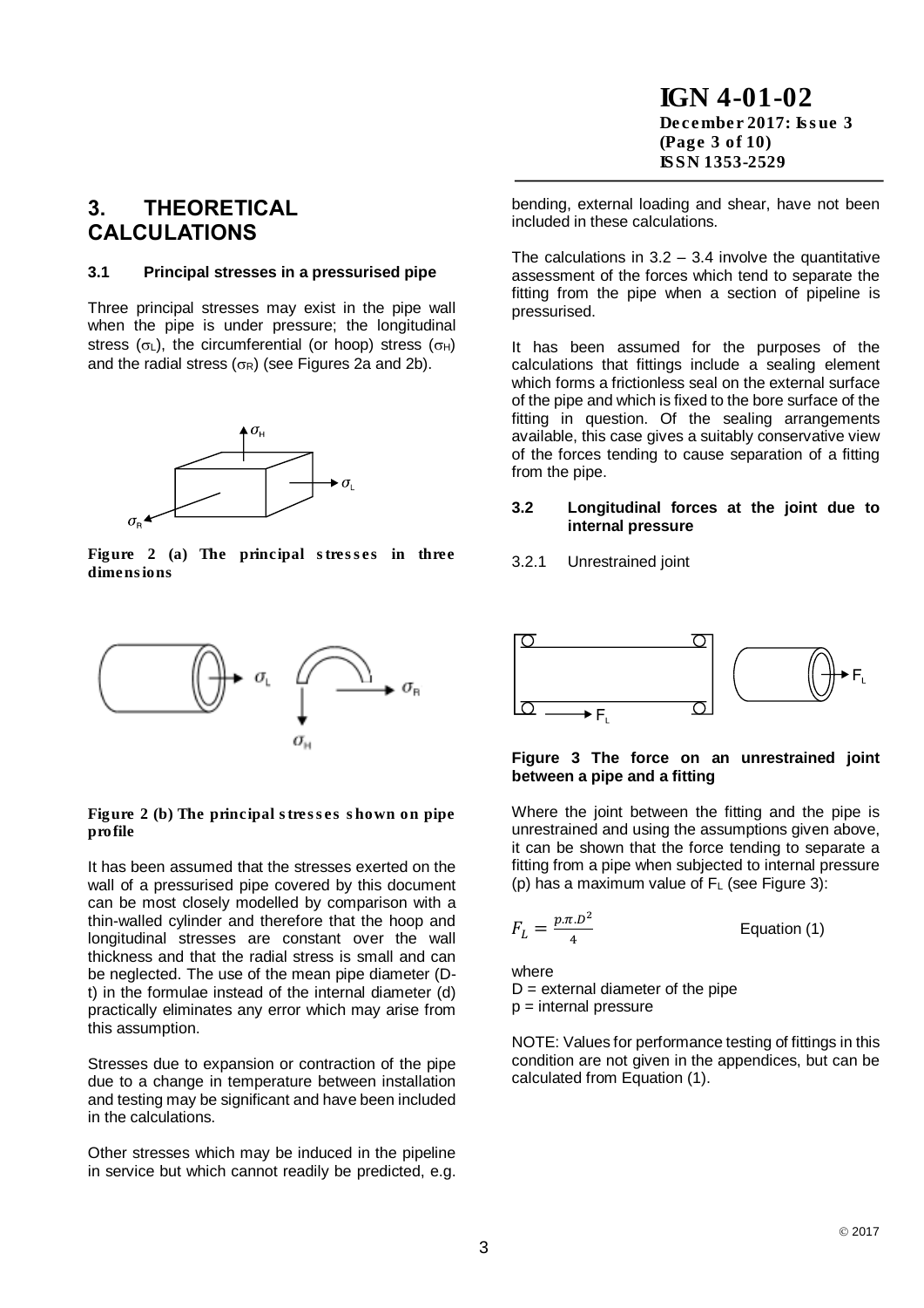## 3. THEORETICAL CALCULATIONS

### 3.1 Principal stresses in a pressurised pipe

Three principal stresses may exist in the pipe wall when the pipe is under pressure; the longitudinal stress ($\sigma_L$), the circumferential (or hoop) stress ($\sigma_H$) and the radial stress ($\sigma_R$) (see Figures 2a and 2b).

**Figure 2 (a) The principal stresses in three dimensions**

**Figure 2 (b) The principal stresses shown on pipe profile**

It has been assumed that the stresses exerted on the wall of a pressurised pipe covered by this document can be most closely modelled by comparison with a thin-walled cylinder and therefore that the hoop and longitudinal stresses are constant over the wall thickness and that the radial stress is small and can be neglected. The use of the mean pipe diameter (D-t) in the formulae instead of the internal diameter (d) practically eliminates any error which may arise from this assumption.

Stresses due to expansion or contraction of the pipe due to a change in temperature between installation and testing may be significant and have been included in the calculations.

Other stresses which may be induced in the pipeline in service but which cannot readily be predicted, e.g. bending, external loading and shear, have not been included in these calculations.

The calculations in 3.2 – 3.4 involve the quantitative assessment of the forces which tend to separate the fitting from the pipe when a section of pipeline is pressurised.

It has been assumed for the purposes of the calculations that fittings include a sealing element which forms a frictionless seal on the external surface of the pipe and which is fixed to the bore surface of the fitting in question. Of the sealing arrangements available, this case gives a suitably conservative view of the forces tending to cause separation of a fitting from the pipe.

### 3.2 Longitudinal forces at the joint due to internal pressure

3.2.1 Unrestrained joint

**Figure 3 The force on an unrestrained joint between a pipe and a fitting**

Where the joint between the fitting and the pipe is unrestrained and using the assumptions given above, it can be shown that the force tending to separate a fitting from a pipe when subjected to internal pressure (p) has a maximum value of $F_L$ (see Figure 3):

$$F_L = \frac{p.\pi.D^2}{4} \qquad \text{Equation (1)}$$

where
$D$ = external diameter of the pipe
$p$ = internal pressure

NOTE: Values for performance testing of fittings in this condition are not given in the appendices, but can be calculated from Equation (1).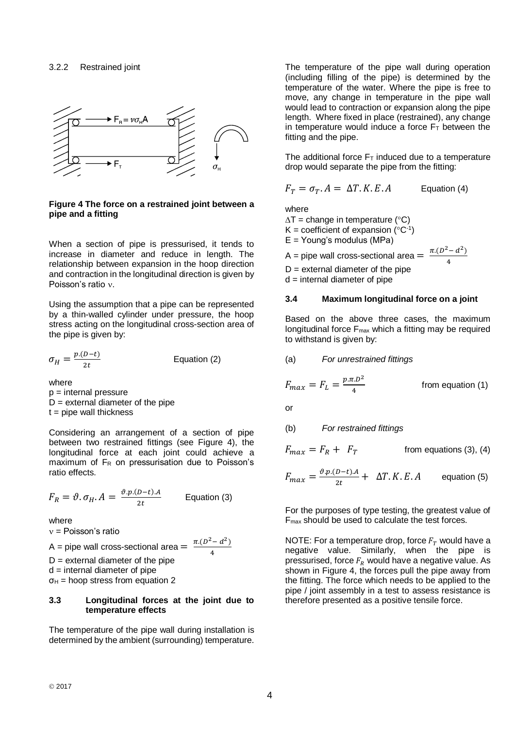3.2.2 Restrained joint

**Figure 4 The force on a restrained joint between a pipe and a fitting**

When a section of pipe is pressurised, it tends to increase in diameter and reduce in length. The relationship between expansion in the hoop direction and contraction in the longitudinal direction is given by Poisson's ratio ν.

Using the assumption that a pipe can be represented by a thin-walled cylinder under pressure, the hoop stress acting on the longitudinal cross-section area of the pipe is given by:

$$\sigma_H = \frac{p.(D-t)}{2t} \qquad \text{Equation (2)}$$

where
p = internal pressure
D = external diameter of the pipe
t = pipe wall thickness

Considering an arrangement of a section of pipe between two restrained fittings (see Figure 4), the longitudinal force at each joint could achieve a maximum of $F_R$ on pressurisation due to Poisson's ratio effects.

$$F_R = \vartheta.\sigma_H.A = \frac{\vartheta.p.(D-t).A}{2t} \qquad \text{Equation (3)}$$

where
ν = Poisson's ratio
A = pipe wall cross-sectional area $= \frac{\pi.(D^2 - d^2)}{4}$
D = external diameter of the pipe
d = internal diameter of pipe
$\sigma_H$ = hoop stress from equation 2

### 3.3 Longitudinal forces at the joint due to temperature effects

The temperature of the pipe wall during installation is determined by the ambient (surrounding) temperature. The temperature of the pipe wall during operation (including filling of the pipe) is determined by the temperature of the water. Where the pipe is free to move, any change in temperature in the pipe wall would lead to contraction or expansion along the pipe length. Where fixed in place (restrained), any change in temperature would induce a force $F_T$ between the fitting and the pipe.

The additional force $F_T$ induced due to a temperature drop would separate the pipe from the fitting:

$$F_T = \sigma_T.A = \Delta T.K.E.A \qquad \text{Equation (4)}$$

where
ΔT = change in temperature (°C)
K = coefficient of expansion (°C$^{-1}$)
E = Young's modulus (MPa)
A = pipe wall cross-sectional area $= \frac{\pi.(D^2 - d^2)}{4}$
D = external diameter of the pipe
d = internal diameter of pipe

### 3.4 Maximum longitudinal force on a joint

Based on the above three cases, the maximum longitudinal force $F_{max}$ which a fitting may be required to withstand is given by:

(a) *For unrestrained fittings*

$$F_{max} = F_L = \frac{p.\pi.D^2}{4} \qquad \text{from equation (1)}$$

or

(b) *For restrained fittings*

$$F_{max} = F_R + F_T \qquad \text{from equations (3), (4)}$$

$$F_{max} = \frac{\vartheta.p.(D-t).A}{2t} + \Delta T.K.E.A \qquad \text{equation (5)}$$

For the purposes of type testing, the greatest value of $F_{max}$ should be used to calculate the test forces.

NOTE: For a temperature drop, force $F_T$ would have a negative value. Similarly, when the pipe is pressurised, force $F_R$ would have a negative value. As shown in Figure 4, the forces pull the pipe away from the fitting. The force which needs to be applied to the pipe / joint assembly in a test to assess resistance is therefore presented as a positive tensile force.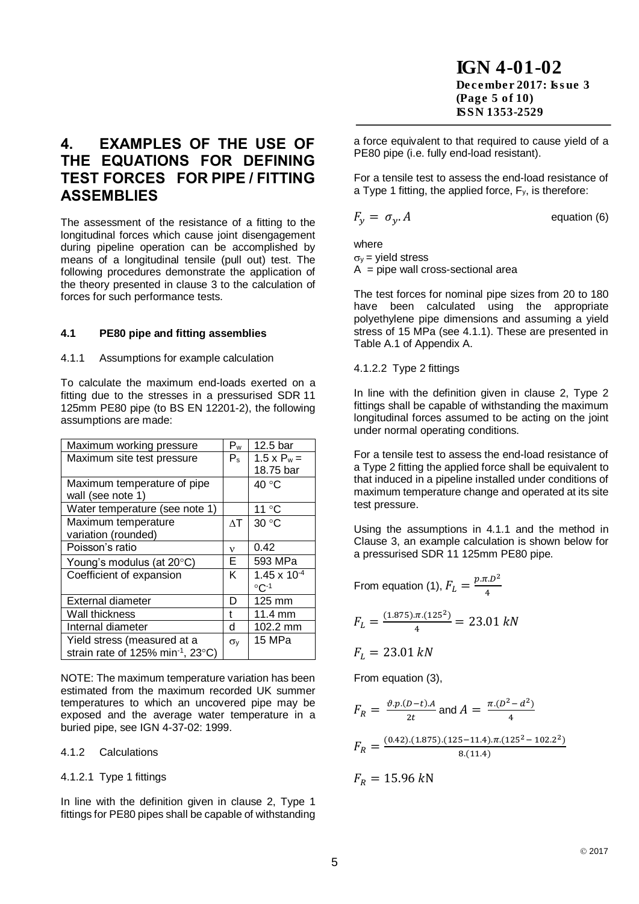# 4. EXAMPLES OF THE USE OF THE EQUATIONS FOR DEFINING TEST FORCES FOR PIPE / FITTING ASSEMBLIES

The assessment of the resistance of a fitting to the longitudinal forces which cause joint disengagement during pipeline operation can be accomplished by means of a longitudinal tensile (pull out) test. The following procedures demonstrate the application of the theory presented in clause 3 to the calculation of forces for such performance tests.

### 4.1 PE80 pipe and fitting assemblies

4.1.1 Assumptions for example calculation

To calculate the maximum end-loads exerted on a fitting due to the stresses in a pressurised SDR 11 125mm PE80 pipe (to BS EN 12201-2), the following assumptions are made:

| | | |
|---|---|---|
| Maximum working pressure | $P_w$ | 12.5 bar |
| Maximum site test pressure | $P_s$ | $1.5 \times P_w$ = 18.75 bar |
| Maximum temperature of pipe wall (see note 1) | | 40 °C |
| Water temperature (see note 1) | | 11 °C |
| Maximum temperature variation (rounded) | $\Delta T$ | 30 °C |
| Poisson's ratio | $\nu$ | 0.42 |
| Young's modulus (at 20°C) | E | 593 MPa |
| Coefficient of expansion | K | $1.45 \times 10^{-4}$ °C$^{-1}$ |
| External diameter | D | 125 mm |
| Wall thickness | t | 11.4 mm |
| Internal diameter | d | 102.2 mm |
| Yield stress (measured at a strain rate of 125% min$^{-1}$, 23°C) | $\sigma_y$ | 15 MPa |

NOTE: The maximum temperature variation has been estimated from the maximum recorded UK summer temperatures to which an uncovered pipe may be exposed and the average water temperature in a buried pipe, see IGN 4-37-02: 1999.

4.1.2 Calculations

4.1.2.1 Type 1 fittings

In line with the definition given in clause 2, Type 1 fittings for PE80 pipes shall be capable of withstanding a force equivalent to that required to cause yield of a PE80 pipe (i.e. fully end-load resistant).

For a tensile test to assess the end-load resistance of a Type 1 fitting, the applied force, $F_y$, is therefore:

$$F_y = \sigma_y . A \qquad \text{equation (6)}$$

where

$\sigma_y$ = yield stress

A = pipe wall cross-sectional area

The test forces for nominal pipe sizes from 20 to 180 have been calculated using the appropriate polyethylene pipe dimensions and assuming a yield stress of 15 MPa (see 4.1.1). These are presented in Table A.1 of Appendix A.

4.1.2.2 Type 2 fittings

In line with the definition given in clause 2, Type 2 fittings shall be capable of withstanding the maximum longitudinal forces assumed to be acting on the joint under normal operating conditions.

For a tensile test to assess the end-load resistance of a Type 2 fitting the applied force shall be equivalent to that induced in a pipeline installed under conditions of maximum temperature change and operated at its site test pressure.

Using the assumptions in 4.1.1 and the method in Clause 3, an example calculation is shown below for a pressurised SDR 11 125mm PE80 pipe.

From equation (1), $F_L = \frac{p.\pi.D^2}{4}$

$$F_L = \frac{(1.875).\pi.(125^2)}{4} = 23.01\ kN$$

$$F_L = 23.01\ kN$$

From equation (3),

$$F_R = \frac{\vartheta.p.(D-t).A}{2t} \text{ and } A = \frac{\pi.(D^2 - d^2)}{4}$$

$$F_R = \frac{(0.42).(1.875).(125-11.4).\pi.(125^2 - 102.2^2)}{8.(11.4)}$$

$$F_R = 15.96\ k\text{N}$$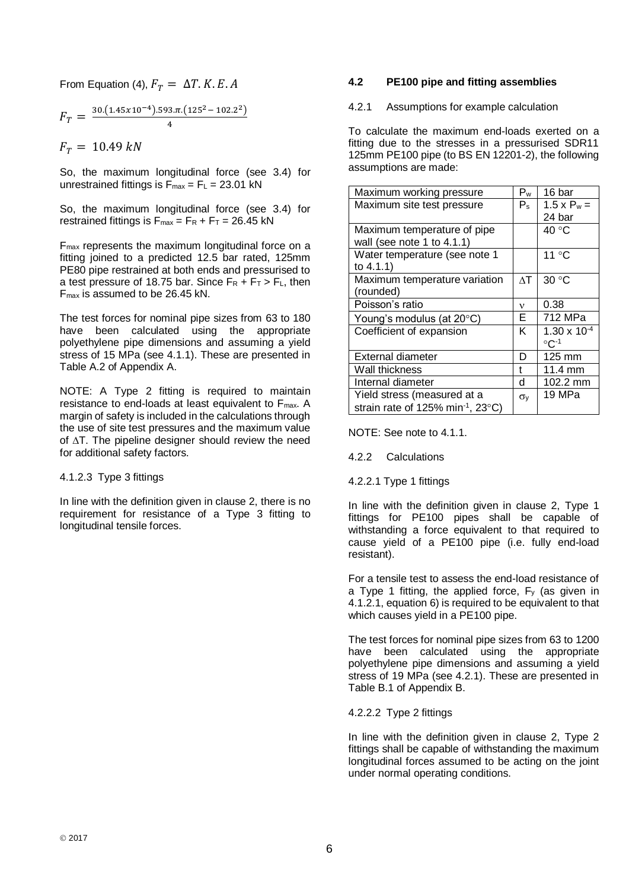From Equation (4), $F_T = \Delta T.K.E.A$

$$F_T = \frac{30.(1.45x10^{-4}).593.\pi.(125^2 - 102.2^2)}{4}$$

$$F_T = 10.49\ kN$$

So, the maximum longitudinal force (see 3.4) for unrestrained fittings is $F_{max} = F_L = 23.01$ kN

So, the maximum longitudinal force (see 3.4) for restrained fittings is $F_{max} = F_R + F_T = 26.45$ kN

$F_{max}$ represents the maximum longitudinal force on a fitting joined to a predicted 12.5 bar rated, 125mm PE80 pipe restrained at both ends and pressurised to a test pressure of 18.75 bar. Since $F_R + F_T > F_L$, then $F_{max}$ is assumed to be 26.45 kN.

The test forces for nominal pipe sizes from 63 to 180 have been calculated using the appropriate polyethylene pipe dimensions and assuming a yield stress of 15 MPa (see 4.1.1). These are presented in Table A.2 of Appendix A.

NOTE: A Type 2 fitting is required to maintain resistance to end-loads at least equivalent to $F_{max}$. A margin of safety is included in the calculations through the use of site test pressures and the maximum value of $\Delta T$. The pipeline designer should review the need for additional safety factors.

4.1.2.3 Type 3 fittings

In line with the definition given in clause 2, there is no requirement for resistance of a Type 3 fitting to longitudinal tensile forces.

## 4.2 PE100 pipe and fitting assemblies

4.2.1 Assumptions for example calculation

To calculate the maximum end-loads exerted on a fitting due to the stresses in a pressurised SDR11 125mm PE100 pipe (to BS EN 12201-2), the following assumptions are made:

| | | |
|---|---|---|
| Maximum working pressure | $P_w$ | 16 bar |
| Maximum site test pressure | $P_s$ | 1.5 x $P_w$ = 24 bar |
| Maximum temperature of pipe wall (see note 1 to 4.1.1) | | 40 °C |
| Water temperature (see note 1 to 4.1.1) | | 11 °C |
| Maximum temperature variation (rounded) | $\Delta T$ | 30 °C |
| Poisson's ratio | $\nu$ | 0.38 |
| Young's modulus (at 20°C) | E | 712 MPa |
| Coefficient of expansion | K | 1.30 x $10^{-4}$ °$C^{-1}$ |
| External diameter | D | 125 mm |
| Wall thickness | t | 11.4 mm |
| Internal diameter | d | 102.2 mm |
| Yield stress (measured at a strain rate of 125% $min^{-1}$, 23°C) | $\sigma_y$ | 19 MPa |

NOTE: See note to 4.1.1.

4.2.2 Calculations

4.2.2.1 Type 1 fittings

In line with the definition given in clause 2, Type 1 fittings for PE100 pipes shall be capable of withstanding a force equivalent to that required to cause yield of a PE100 pipe (i.e. fully end-load resistant).

For a tensile test to assess the end-load resistance of a Type 1 fitting, the applied force, $F_y$ (as given in 4.1.2.1, equation 6) is required to be equivalent to that which causes yield in a PE100 pipe.

The test forces for nominal pipe sizes from 63 to 1200 have been calculated using the appropriate polyethylene pipe dimensions and assuming a yield stress of 19 MPa (see 4.2.1). These are presented in Table B.1 of Appendix B.

4.2.2.2 Type 2 fittings

In line with the definition given in clause 2, Type 2 fittings shall be capable of withstanding the maximum longitudinal forces assumed to be acting on the joint under normal operating conditions.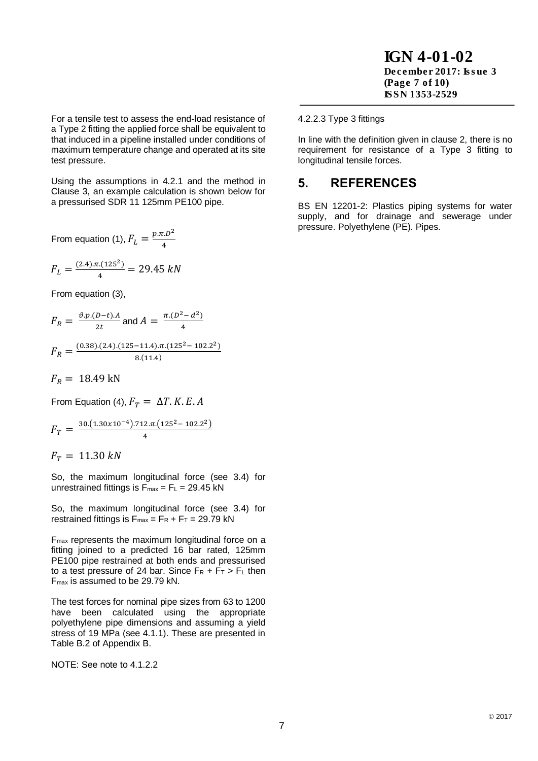For a tensile test to assess the end-load resistance of a Type 2 fitting the applied force shall be equivalent to that induced in a pipeline installed under conditions of maximum temperature change and operated at its site test pressure.

Using the assumptions in 4.2.1 and the method in Clause 3, an example calculation is shown below for a pressurised SDR 11 125mm PE100 pipe.

From equation (1), $F_L = \frac{p.\pi.D^2}{4}$

$$F_L = \frac{(2.4).\pi.(125^2)}{4} = 29.45\ kN$$

From equation (3),

$F_R = \frac{\vartheta.p.(D-t).A}{2t}$ and $A = \frac{\pi.(D^2 - d^2)}{4}$

$$F_R = \frac{(0.38).(2.4).(125-11.4).\pi.(125^2 - 102.2^2)}{8.(11.4)}$$

$$F_R = 18.49\ \text{kN}$$

From Equation (4), $F_T = \Delta T.K.E.A$

$$F_T = \frac{30.(1.30x10^{-4}).712.\pi.(125^2 - 102.2^2)}{4}$$

$$F_T = 11.30\ kN$$

So, the maximum longitudinal force (see 3.4) for unrestrained fittings is $F_{max} = F_L = 29.45$ kN

So, the maximum longitudinal force (see 3.4) for restrained fittings is $F_{max} = F_R + F_T = 29.79$ kN

$F_{max}$ represents the maximum longitudinal force on a fitting joined to a predicted 16 bar rated, 125mm PE100 pipe restrained at both ends and pressurised to a test pressure of 24 bar. Since $F_R + F_T > F_L$ then $F_{max}$ is assumed to be 29.79 kN.

The test forces for nominal pipe sizes from 63 to 1200 have been calculated using the appropriate polyethylene pipe dimensions and assuming a yield stress of 19 MPa (see 4.1.1). These are presented in Table B.2 of Appendix B.

NOTE: See note to 4.1.2.2

4.2.2.3 Type 3 fittings

In line with the definition given in clause 2, there is no requirement for resistance of a Type 3 fitting to longitudinal tensile forces.

## 5. REFERENCES

BS EN 12201-2: Plastics piping systems for water supply, and for drainage and sewerage under pressure. Polyethylene (PE). Pipes.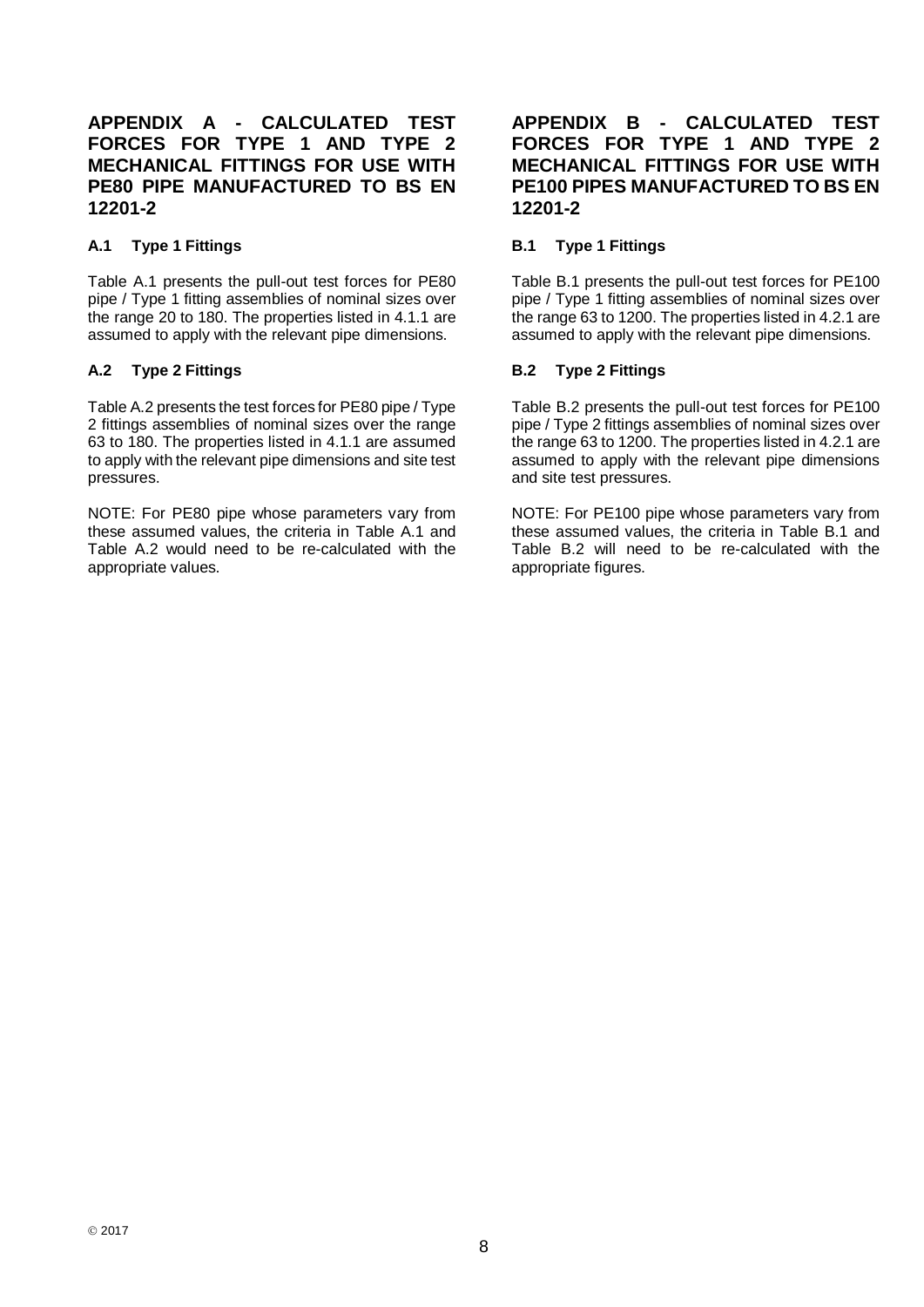## APPENDIX A - CALCULATED TEST FORCES FOR TYPE 1 AND TYPE 2 MECHANICAL FITTINGS FOR USE WITH PE80 PIPE MANUFACTURED TO BS EN 12201-2

### A.1 Type 1 Fittings

Table A.1 presents the pull-out test forces for PE80 pipe / Type 1 fitting assemblies of nominal sizes over the range 20 to 180. The properties listed in 4.1.1 are assumed to apply with the relevant pipe dimensions.

### A.2 Type 2 Fittings

Table A.2 presents the test forces for PE80 pipe / Type 2 fittings assemblies of nominal sizes over the range 63 to 180. The properties listed in 4.1.1 are assumed to apply with the relevant pipe dimensions and site test pressures.

NOTE: For PE80 pipe whose parameters vary from these assumed values, the criteria in Table A.1 and Table A.2 would need to be re-calculated with the appropriate values.

## APPENDIX B - CALCULATED TEST FORCES FOR TYPE 1 AND TYPE 2 MECHANICAL FITTINGS FOR USE WITH PE100 PIPES MANUFACTURED TO BS EN 12201-2

### B.1 Type 1 Fittings

Table B.1 presents the pull-out test forces for PE100 pipe / Type 1 fitting assemblies of nominal sizes over the range 63 to 1200. The properties listed in 4.2.1 are assumed to apply with the relevant pipe dimensions.

### B.2 Type 2 Fittings

Table B.2 presents the pull-out test forces for PE100 pipe / Type 2 fittings assemblies of nominal sizes over the range 63 to 1200. The properties listed in 4.2.1 are assumed to apply with the relevant pipe dimensions and site test pressures.

NOTE: For PE100 pipe whose parameters vary from these assumed values, the criteria in Table B.1 and Table B.2 will need to be re-calculated with the appropriate figures.

© 2017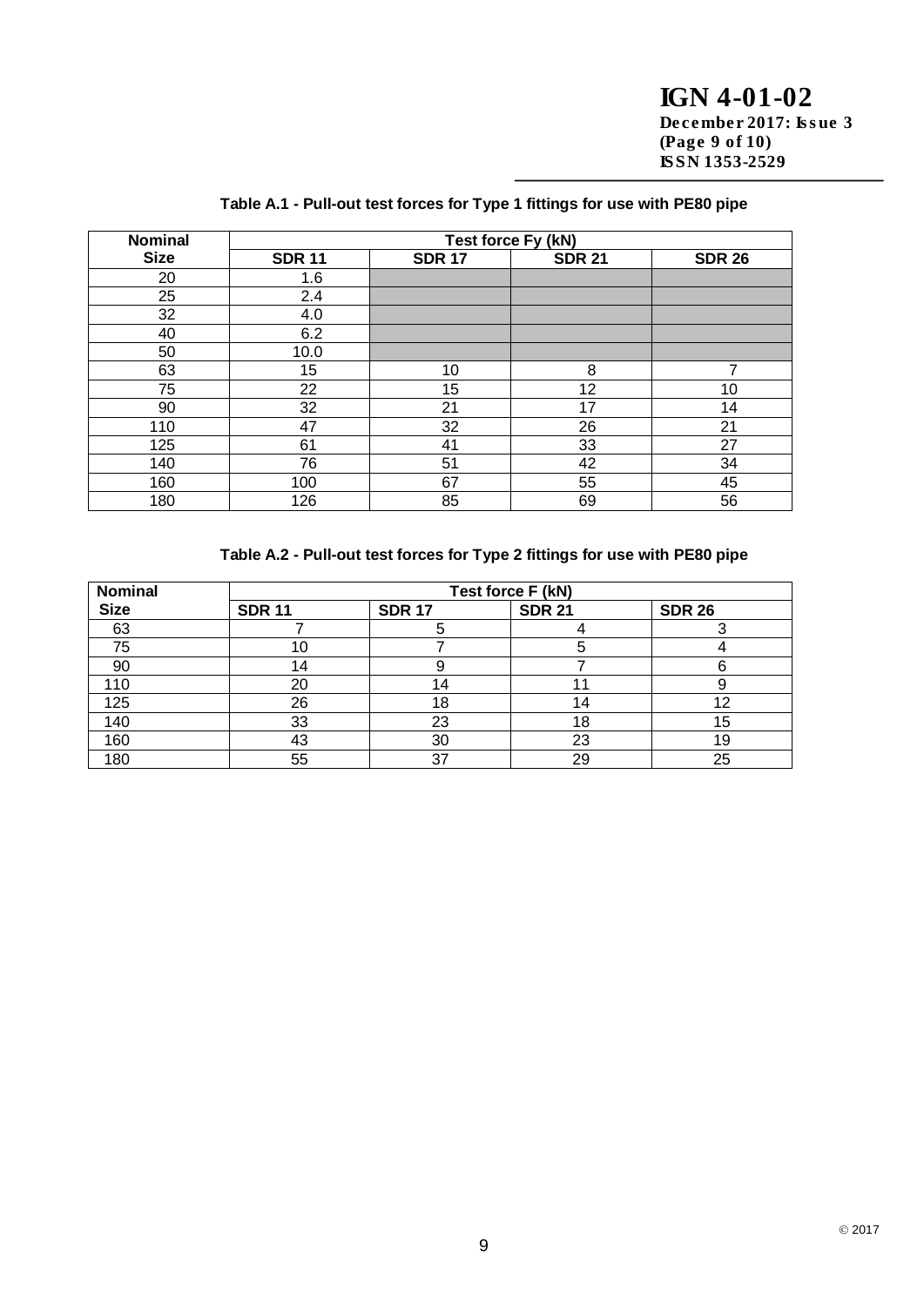**Table A.1 - Pull-out test forces for Type 1 fittings for use with PE80 pipe**

| Nominal Size | Test force Fy (kN) | | | |
|---|---|---|---|---|
| | SDR 11 | SDR 17 | SDR 21 | SDR 26 |
| 20 | 1.6 | | | |
| 25 | 2.4 | | | |
| 32 | 4.0 | | | |
| 40 | 6.2 | | | |
| 50 | 10.0 | | | |
| 63 | 15 | 10 | 8 | 7 |
| 75 | 22 | 15 | 12 | 10 |
| 90 | 32 | 21 | 17 | 14 |
| 110 | 47 | 32 | 26 | 21 |
| 125 | 61 | 41 | 33 | 27 |
| 140 | 76 | 51 | 42 | 34 |
| 160 | 100 | 67 | 55 | 45 |
| 180 | 126 | 85 | 69 | 56 |

**Table A.2 - Pull-out test forces for Type 2 fittings for use with PE80 pipe**

| Nominal Size | Test force F (kN) | | | |
|---|---|---|---|---|
| | SDR 11 | SDR 17 | SDR 21 | SDR 26 |
| 63 | 7 | 5 | 4 | 3 |
| 75 | 10 | 7 | 5 | 4 |
| 90 | 14 | 9 | 7 | 6 |
| 110 | 20 | 14 | 11 | 9 |
| 125 | 26 | 18 | 14 | 12 |
| 140 | 33 | 23 | 18 | 15 |
| 160 | 43 | 30 | 23 | 19 |
| 180 | 55 | 37 | 29 | 25 |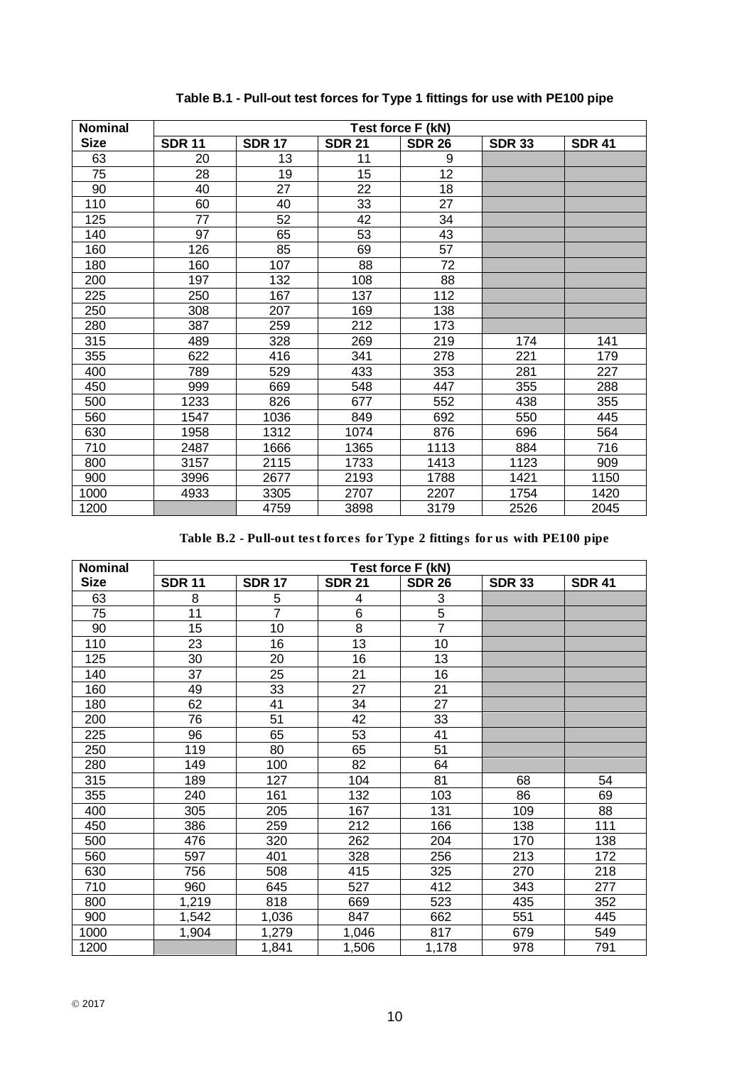**Table B.1 - Pull-out test forces for Type 1 fittings for use with PE100 pipe**

| Nominal | Test force F (kN) | | | | | |
|---|---|---|---|---|---|---|
| Size | SDR 11 | SDR 17 | SDR 21 | SDR 26 | SDR 33 | SDR 41 |
| 63 | 20 | 13 | 11 | 9 | | |
| 75 | 28 | 19 | 15 | 12 | | |
| 90 | 40 | 27 | 22 | 18 | | |
| 110 | 60 | 40 | 33 | 27 | | |
| 125 | 77 | 52 | 42 | 34 | | |
| 140 | 97 | 65 | 53 | 43 | | |
| 160 | 126 | 85 | 69 | 57 | | |
| 180 | 160 | 107 | 88 | 72 | | |
| 200 | 197 | 132 | 108 | 88 | | |
| 225 | 250 | 167 | 137 | 112 | | |
| 250 | 308 | 207 | 169 | 138 | | |
| 280 | 387 | 259 | 212 | 173 | | |
| 315 | 489 | 328 | 269 | 219 | 174 | 141 |
| 355 | 622 | 416 | 341 | 278 | 221 | 179 |
| 400 | 789 | 529 | 433 | 353 | 281 | 227 |
| 450 | 999 | 669 | 548 | 447 | 355 | 288 |
| 500 | 1233 | 826 | 677 | 552 | 438 | 355 |
| 560 | 1547 | 1036 | 849 | 692 | 550 | 445 |
| 630 | 1958 | 1312 | 1074 | 876 | 696 | 564 |
| 710 | 2487 | 1666 | 1365 | 1113 | 884 | 716 |
| 800 | 3157 | 2115 | 1733 | 1413 | 1123 | 909 |
| 900 | 3996 | 2677 | 2193 | 1788 | 1421 | 1150 |
| 1000 | 4933 | 3305 | 2707 | 2207 | 1754 | 1420 |
| 1200 | | 4759 | 3898 | 3179 | 2526 | 2045 |

**Table B.2 - Pull-out test forces for Type 2 fittings for us with PE100 pipe**

| Nominal | Test force F (kN) | | | | | |
|---|---|---|---|---|---|---|
| Size | SDR 11 | SDR 17 | SDR 21 | SDR 26 | SDR 33 | SDR 41 |
| 63 | 8 | 5 | 4 | 3 | | |
| 75 | 11 | 7 | 6 | 5 | | |
| 90 | 15 | 10 | 8 | 7 | | |
| 110 | 23 | 16 | 13 | 10 | | |
| 125 | 30 | 20 | 16 | 13 | | |
| 140 | 37 | 25 | 21 | 16 | | |
| 160 | 49 | 33 | 27 | 21 | | |
| 180 | 62 | 41 | 34 | 27 | | |
| 200 | 76 | 51 | 42 | 33 | | |
| 225 | 96 | 65 | 53 | 41 | | |
| 250 | 119 | 80 | 65 | 51 | | |
| 280 | 149 | 100 | 82 | 64 | | |
| 315 | 189 | 127 | 104 | 81 | 68 | 54 |
| 355 | 240 | 161 | 132 | 103 | 86 | 69 |
| 400 | 305 | 205 | 167 | 131 | 109 | 88 |
| 450 | 386 | 259 | 212 | 166 | 138 | 111 |
| 500 | 476 | 320 | 262 | 204 | 170 | 138 |
| 560 | 597 | 401 | 328 | 256 | 213 | 172 |
| 630 | 756 | 508 | 415 | 325 | 270 | 218 |
| 710 | 960 | 645 | 527 | 412 | 343 | 277 |
| 800 | 1,219 | 818 | 669 | 523 | 435 | 352 |
| 900 | 1,542 | 1,036 | 847 | 662 | 551 | 445 |
| 1000 | 1,904 | 1,279 | 1,046 | 817 | 679 | 549 |
| 1200 | | 1,841 | 1,506 | 1,178 | 978 | 791 |

© 2017